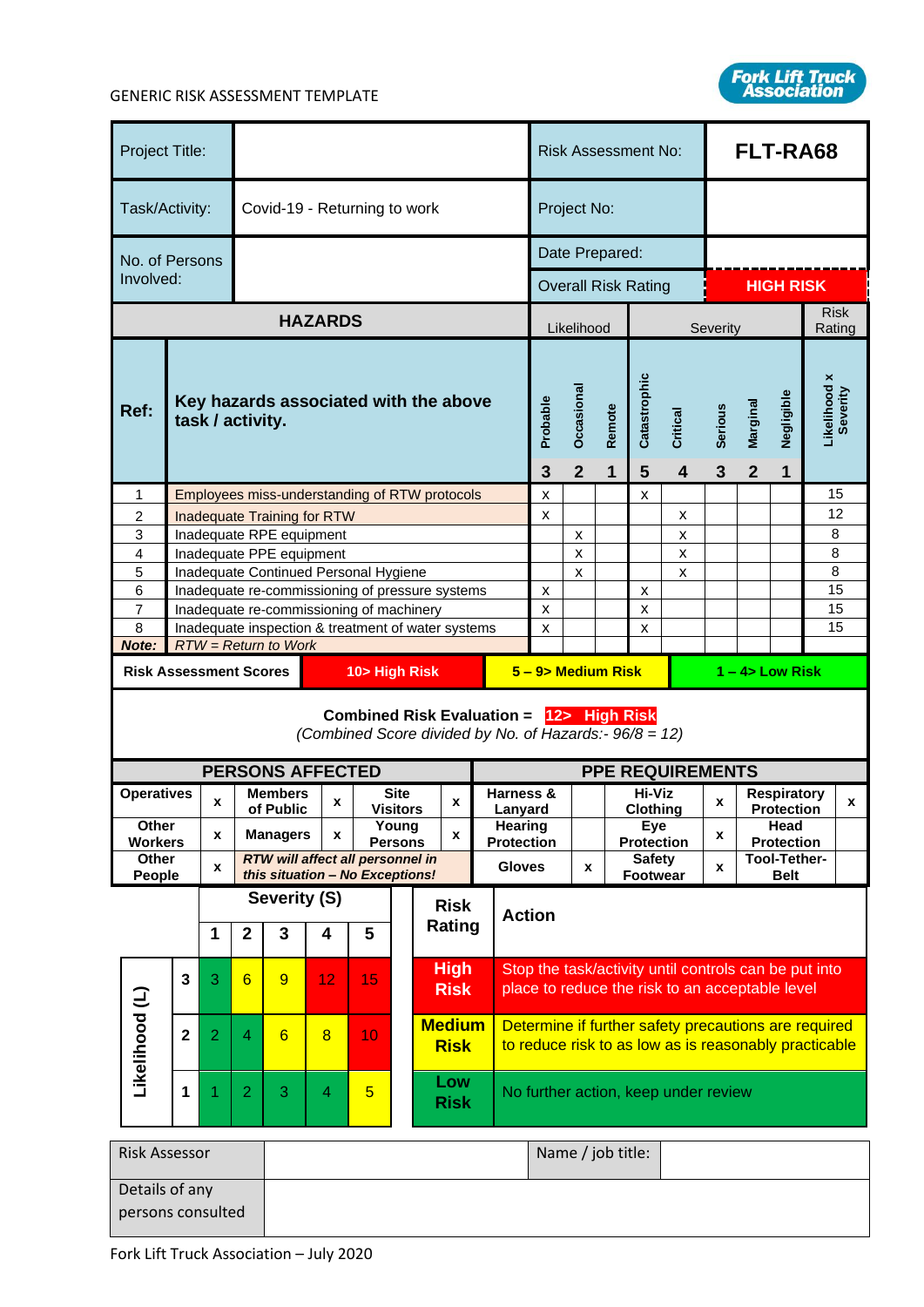GENERIC RISK ASSESSMENT TEMPLATE

Fork Lift Truck Association

| Project Title: | | Risk Assessment No: | **FLT-RA68** |
|---|---|---|---|
| Task/Activity: | Covid-19 - Returning to work | Project No: | |
| No. of Persons Involved: | | Date Prepared: | |
| | | Overall Risk Rating | **HIGH RISK** |

| Ref: | **HAZARDS** — Key hazards associated with the above task / activity. | Likelihood: Probable 3 | Occasional 2 | Remote 1 | Severity: Catastrophic 5 | Critical 4 | Serious 3 | Marginal 2 | Negligible 1 | Risk Rating: Likelihood x Severity |
|---|---|---|---|---|---|---|---|---|---|---|
| 1 | Employees miss-understanding of RTW protocols | x | | | x | | | | | 15 |
| 2 | Inadequate Training for RTW | x | | | | x | | | | 12 |
| 3 | Inadequate RPE equipment | | x | | | x | | | | 8 |
| 4 | Inadequate PPE equipment | | x | | | x | | | | 8 |
| 5 | Inadequate Continued Personal Hygiene | | x | | | x | | | | 8 |
| 6 | Inadequate re-commissioning of pressure systems | x | | | x | | | | | 15 |
| 7 | Inadequate re-commissioning of machinery | x | | | x | | | | | 15 |
| 8 | Inadequate inspection & treatment of water systems | x | | | x | | | | | 15 |
| *Note:* | *RTW = Return to Work* | | | | | | | | | |

| Risk Assessment Scores | 10> High Risk | 5 – 9> Medium Risk | 1 – 4> Low Risk |
|---|---|---|---|

**Combined Risk Evaluation = 12> High Risk**
*(Combined Score divided by No. of Hazards:- 96/8 = 12)*

| **PERSONS AFFECTED** | | | | | | **PPE REQUIREMENTS** | | | | | |
|---|---|---|---|---|---|---|---|---|---|---|---|
| Operatives | x | Members of Public | x | Site Visitors | x | Harness & Lanyard | | Hi-Viz Clothing | x | Respiratory Protection | x |
| Other Workers | x | Managers | x | Young Persons | x | Hearing Protection | | Eye Protection | x | Head Protection | |
| Other People | x | *RTW will affect all personnel in this situation – No Exceptions!* | | | | Gloves | x | Safety Footwear | x | Tool-Tether-Belt | |

| Likelihood (L) \ Severity (S) | 1 | 2 | 3 | 4 | 5 |
|---|---|---|---|---|---|
| 3 | 3 | 6 | 9 | 12 | 15 |
| 2 | 2 | 4 | 6 | 8 | 10 |
| 1 | 1 | 2 | 3 | 4 | 5 |

| Risk Rating | Action |
|---|---|
| High Risk | Stop the task/activity until controls can be put into place to reduce the risk to an acceptable level |
| Medium Risk | Determine if further safety precautions are required to reduce risk to as low as is reasonably practicable |
| Low Risk | No further action, keep under review |

| Risk Assessor | | Name / job title: | |
|---|---|---|---|
| Details of any persons consulted | | | |

Fork Lift Truck Association – July 2020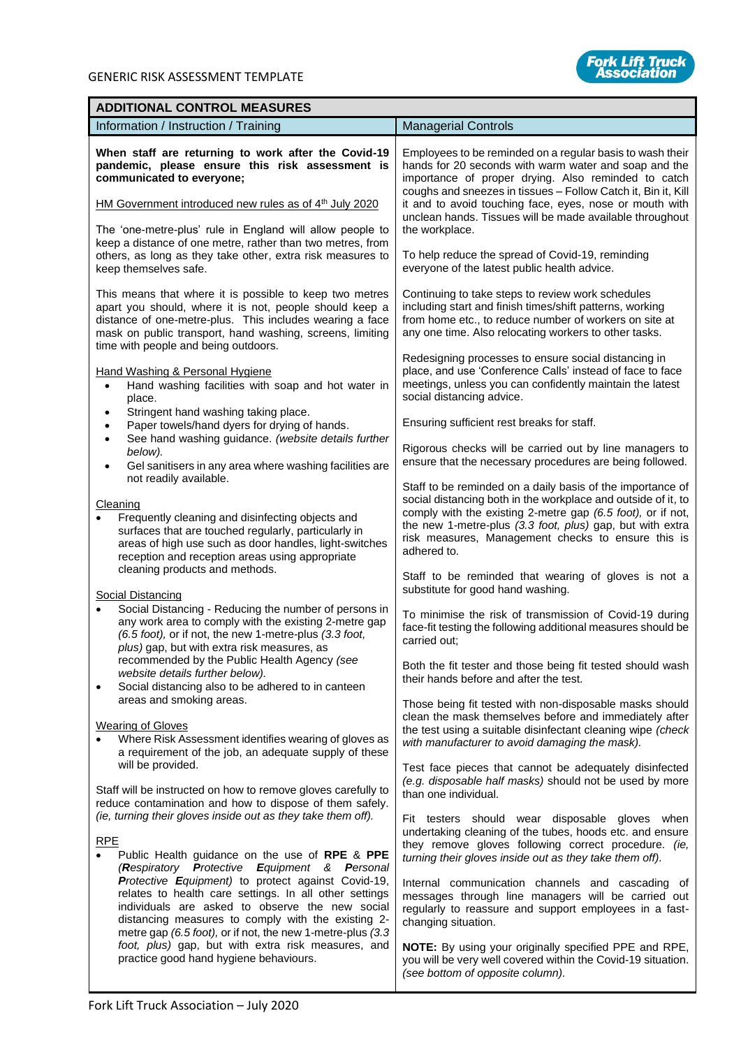## ADDITIONAL CONTROL MEASURES

| Information / Instruction / Training | Managerial Controls |
|---|---|
| **When staff are returning to work after the Covid-19 pandemic, please ensure this risk assessment is communicated to everyone;**<br><br><u>HM Government introduced new rules as of 4th July 2020</u><br><br>The 'one-metre-plus' rule in England will allow people to keep a distance of one metre, rather than two metres, from others, as long as they take other, extra risk measures to keep themselves safe.<br><br>This means that where it is possible to keep two metres apart you should, where it is not, people should keep a distance of one-metre-plus. This includes wearing a face mask on public transport, hand washing, screens, limiting time with people and being outdoors.<br><br><u>Hand Washing & Personal Hygiene</u><br>• Hand washing facilities with soap and hot water in place.<br>• Stringent hand washing taking place.<br>• Paper towels/hand dyers for drying of hands.<br>• See hand washing guidance. *(website details further below).*<br>• Gel sanitisers in any area where washing facilities are not readily available.<br><br><u>Cleaning</u><br>• Frequently cleaning and disinfecting objects and surfaces that are touched regularly, particularly in areas of high use such as door handles, light-switches reception and reception areas using appropriate cleaning products and methods.<br><br><u>Social Distancing</u><br>• Social Distancing - Reducing the number of persons in any work area to comply with the existing 2-metre gap *(6.5 foot),* or if not, the new 1-metre-plus *(3.3 foot, plus)* gap, but with extra risk measures, as recommended by the Public Health Agency *(see website details further below).*<br>• Social distancing also to be adhered to in canteen areas and smoking areas.<br><br><u>Wearing of Gloves</u><br>• Where Risk Assessment identifies wearing of gloves as a requirement of the job, an adequate supply of these will be provided.<br><br>Staff will be instructed on how to remove gloves carefully to reduce contamination and how to dispose of them safely. *(ie, turning their gloves inside out as they take them off).*<br><br><u>RPE</u><br>• Public Health guidance on the use of **RPE** & **PPE** *(**R**espiratory **P**rotective **E**quipment & **P**ersonal **P**rotective **E**quipment)* to protect against Covid-19, relates to health care settings. In all other settings individuals are asked to observe the new social distancing measures to comply with the existing 2-metre gap *(6.5 foot),* or if not, the new 1-metre-plus *(3.3 foot, plus)* gap, but with extra risk measures, and practice good hand hygiene behaviours. | Employees to be reminded on a regular basis to wash their hands for 20 seconds with warm water and soap and the importance of proper drying. Also reminded to catch coughs and sneezes in tissues – Follow Catch it, Bin it, Kill it and to avoid touching face, eyes, nose or mouth with unclean hands. Tissues will be made available throughout the workplace.<br><br>To help reduce the spread of Covid-19, reminding everyone of the latest public health advice.<br><br>Continuing to take steps to review work schedules including start and finish times/shift patterns, working from home etc., to reduce number of workers on site at any one time. Also relocating workers to other tasks.<br><br>Redesigning processes to ensure social distancing in place, and use 'Conference Calls' instead of face to face meetings, unless you can confidently maintain the latest social distancing advice.<br><br>Ensuring sufficient rest breaks for staff.<br><br>Rigorous checks will be carried out by line managers to ensure that the necessary procedures are being followed.<br><br>Staff to be reminded on a daily basis of the importance of social distancing both in the workplace and outside of it, to comply with the existing 2-metre gap *(6.5 foot),* or if not, the new 1-metre-plus *(3.3 foot, plus)* gap, but with extra risk measures, Management checks to ensure this is adhered to.<br><br>Staff to be reminded that wearing of gloves is not a substitute for good hand washing.<br><br>To minimise the risk of transmission of Covid-19 during face-fit testing the following additional measures should be carried out;<br><br>Both the fit tester and those being fit tested should wash their hands before and after the test.<br><br>Those being fit tested with non-disposable masks should clean the mask themselves before and immediately after the test using a suitable disinfectant cleaning wipe *(check with manufacturer to avoid damaging the mask).*<br><br>Test face pieces that cannot be adequately disinfected *(e.g. disposable half masks)* should not be used by more than one individual.<br><br>Fit testers should wear disposable gloves when undertaking cleaning of the tubes, hoods etc. and ensure they remove gloves following correct procedure. *(ie, turning their gloves inside out as they take them off).*<br><br>Internal communication channels and cascading of messages through line managers will be carried out regularly to reassure and support employees in a fast-changing situation.<br><br>**NOTE:** By using your originally specified PPE and RPE, you will be very well covered within the Covid-19 situation. *(see bottom of opposite column).* |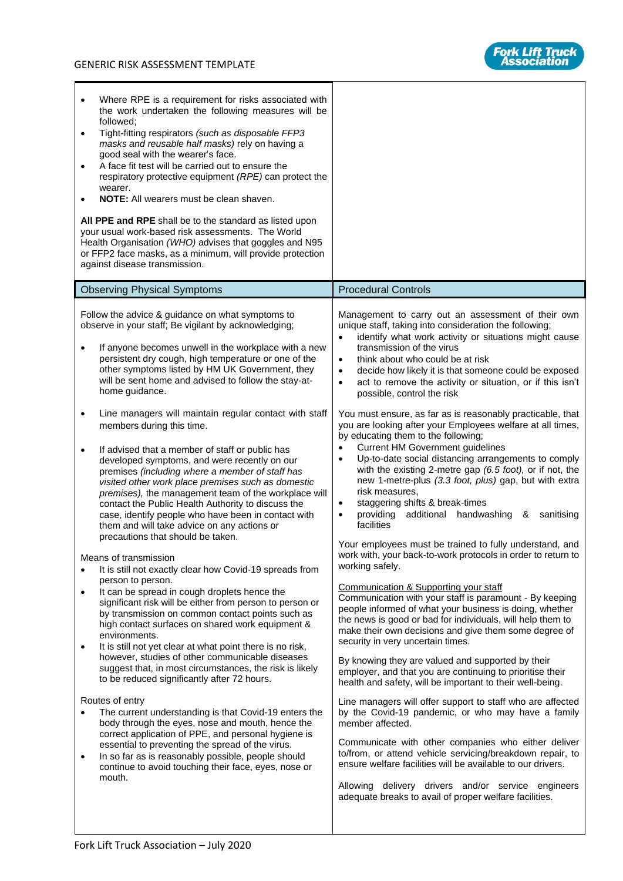- Where RPE is a requirement for risks associated with the work undertaken the following measures will be followed;
- Tight-fitting respirators *(such as disposable FFP3 masks and reusable half masks)* rely on having a good seal with the wearer's face.
- A face fit test will be carried out to ensure the respiratory protective equipment *(RPE)* can protect the wearer.
- **NOTE:** All wearers must be clean shaven.

**All PPE and RPE** shall be to the standard as listed upon your usual work-based risk assessments. The World Health Organisation *(WHO)* advises that goggles and N95 or FFP2 face masks, as a minimum, will provide protection against disease transmission.

## Observing Physical Symptoms

Follow the advice & guidance on what symptoms to observe in your staff; Be vigilant by acknowledging;

- If anyone becomes unwell in the workplace with a new persistent dry cough, high temperature or one of the other symptoms listed by HM UK Government, they will be sent home and advised to follow the stay-at-home guidance.
- Line managers will maintain regular contact with staff members during this time.
- If advised that a member of staff or public has developed symptoms, and were recently on our premises *(including where a member of staff has visited other work place premises such as domestic premises),* the management team of the workplace will contact the Public Health Authority to discuss the case, identify people who have been in contact with them and will take advice on any actions or precautions that should be taken.

Means of transmission

- It is still not exactly clear how Covid-19 spreads from person to person.
- It can be spread in cough droplets hence the significant risk will be either from person to person or by transmission on common contact points such as high contact surfaces on shared work equipment & environments.
- It is still not yet clear at what point there is no risk, however, studies of other communicable diseases suggest that, in most circumstances, the risk is likely to be reduced significantly after 72 hours.

Routes of entry

- The current understanding is that Covid-19 enters the body through the eyes, nose and mouth, hence the correct application of PPE, and personal hygiene is essential to preventing the spread of the virus.
- In so far as is reasonably possible, people should continue to avoid touching their face, eyes, nose or mouth.

## Procedural Controls

Management to carry out an assessment of their own unique staff, taking into consideration the following;

- identify what work activity or situations might cause transmission of the virus
- think about who could be at risk
- decide how likely it is that someone could be exposed
- act to remove the activity or situation, or if this isn't possible, control the risk

You must ensure, as far as is reasonably practicable, that you are looking after your Employees welfare at all times, by educating them to the following;

- Current HM Government guidelines
- Up-to-date social distancing arrangements to comply with the existing 2-metre gap *(6.5 foot),* or if not, the new 1-metre-plus *(3.3 foot, plus)* gap, but with extra risk measures,
- staggering shifts & break-times
- providing additional handwashing & sanitising facilities

Your employees must be trained to fully understand, and work with, your back-to-work protocols in order to return to working safely.

<u>Communication & Supporting your staff</u>

Communication with your staff is paramount - By keeping people informed of what your business is doing, whether the news is good or bad for individuals, will help them to make their own decisions and give them some degree of security in very uncertain times.

By knowing they are valued and supported by their employer, and that you are continuing to prioritise their health and safety, will be important to their well-being.

Line managers will offer support to staff who are affected by the Covid-19 pandemic, or who may have a family member affected.

Communicate with other companies who either deliver to/from, or attend vehicle servicing/breakdown repair, to ensure welfare facilities will be available to our drivers.

Allowing delivery drivers and/or service engineers adequate breaks to avail of proper welfare facilities.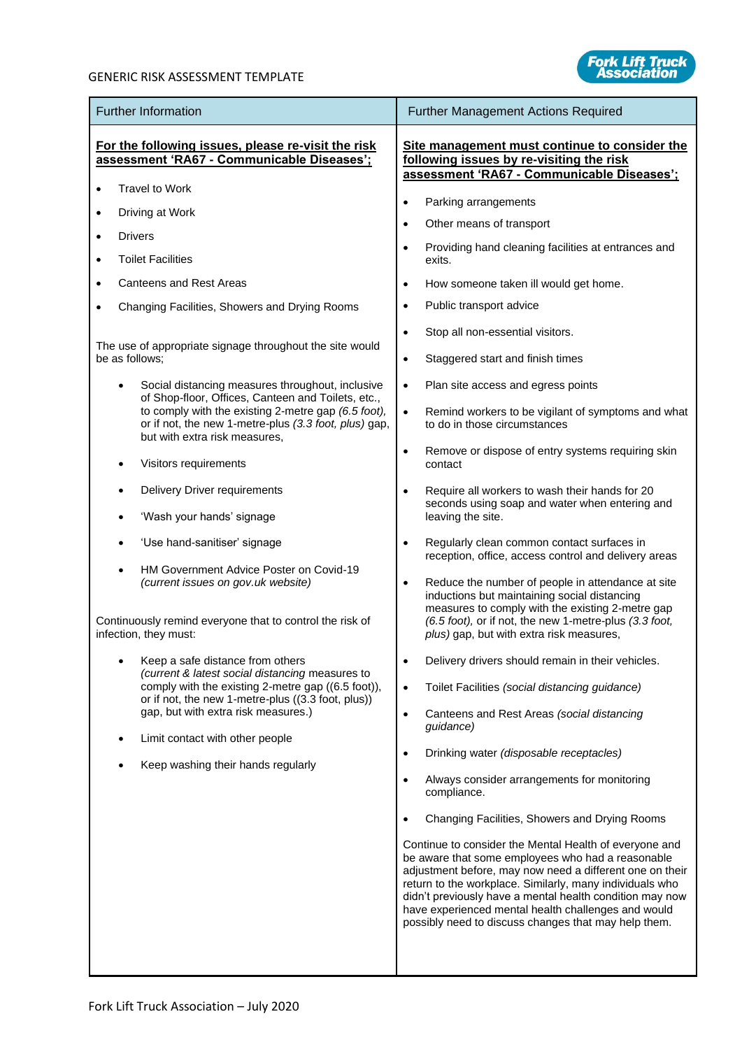| Further Information | Further Management Actions Required |
|---|---|
| <u>**For the following issues, please re-visit the risk assessment 'RA67 - Communicable Diseases';**</u><br><br>• Travel to Work<br>• Driving at Work<br>• Drivers<br>• Toilet Facilities<br>• Canteens and Rest Areas<br>• Changing Facilities, Showers and Drying Rooms<br><br>The use of appropriate signage throughout the site would be as follows;<br><br>• Social distancing measures throughout, inclusive of Shop-floor, Offices, Canteen and Toilets, etc., to comply with the existing 2-metre gap *(6.5 foot),* or if not, the new 1-metre-plus *(3.3 foot, plus)* gap, but with extra risk measures,<br>• Visitors requirements<br>• Delivery Driver requirements<br>• 'Wash your hands' signage<br>• 'Use hand-sanitiser' signage<br>• HM Government Advice Poster on Covid-19 *(current issues on gov.uk website)*<br><br>Continuously remind everyone that to control the risk of infection, they must:<br><br>• Keep a safe distance from others *(current & latest social distancing* measures to comply with the existing 2-metre gap ((6.5 foot)), or if not, the new 1-metre-plus ((3.3 foot, plus)) gap, but with extra risk measures.)<br>• Limit contact with other people<br>• Keep washing their hands regularly | <u>**Site management must continue to consider the following issues by re-visiting the risk assessment 'RA67 - Communicable Diseases';**</u><br><br>• Parking arrangements<br>• Other means of transport<br>• Providing hand cleaning facilities at entrances and exits.<br>• How someone taken ill would get home.<br>• Public transport advice<br>• Stop all non-essential visitors.<br>• Staggered start and finish times<br>• Plan site access and egress points<br>• Remind workers to be vigilant of symptoms and what to do in those circumstances<br>• Remove or dispose of entry systems requiring skin contact<br>• Require all workers to wash their hands for 20 seconds using soap and water when entering and leaving the site.<br>• Regularly clean common contact surfaces in reception, office, access control and delivery areas<br>• Reduce the number of people in attendance at site inductions but maintaining social distancing measures to comply with the existing 2-metre gap *(6.5 foot),* or if not, the new 1-metre-plus *(3.3 foot, plus)* gap, but with extra risk measures,<br>• Delivery drivers should remain in their vehicles.<br>• Toilet Facilities *(social distancing guidance)*<br>• Canteens and Rest Areas *(social distancing guidance)*<br>• Drinking water *(disposable receptacles)*<br>• Always consider arrangements for monitoring compliance.<br>• Changing Facilities, Showers and Drying Rooms<br><br>Continue to consider the Mental Health of everyone and be aware that some employees who had a reasonable adjustment before, may now need a different one on their return to the workplace. Similarly, many individuals who didn't previously have a mental health condition may now have experienced mental health challenges and would possibly need to discuss changes that may help them. |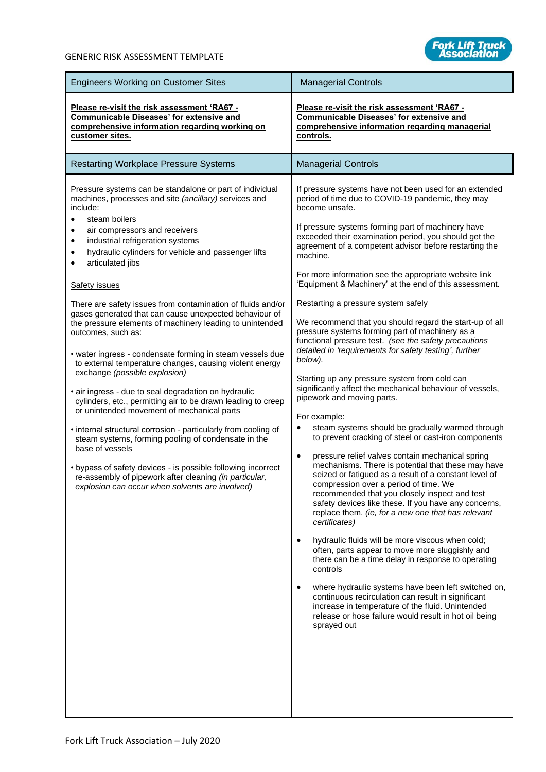| Engineers Working on Customer Sites | Managerial Controls |
|---|---|
| <u>**Please re-visit the risk assessment 'RA67 - Communicable Diseases' for extensive and comprehensive information regarding working on customer sites.**</u> | <u>**Please re-visit the risk assessment 'RA67 - Communicable Diseases' for extensive and comprehensive information regarding managerial controls.**</u> |

| Restarting Workplace Pressure Systems | Managerial Controls |
|---|---|
| Pressure systems can be standalone or part of individual machines, processes and site *(ancillary)* services and include:<br>• steam boilers<br>• air compressors and receivers<br>• industrial refrigeration systems<br>• hydraulic cylinders for vehicle and passenger lifts<br>• articulated jibs<br><br><u>Safety issues</u><br><br>There are safety issues from contamination of fluids and/or gases generated that can cause unexpected behaviour of the pressure elements of machinery leading to unintended outcomes, such as:<br><br>• water ingress - condensate forming in steam vessels due to external temperature changes, causing violent energy exchange *(possible explosion)*<br><br>• air ingress - due to seal degradation on hydraulic cylinders, etc., permitting air to be drawn leading to creep or unintended movement of mechanical parts<br><br>• internal structural corrosion - particularly from cooling of steam systems, forming pooling of condensate in the base of vessels<br><br>• bypass of safety devices - is possible following incorrect re-assembly of pipework after cleaning *(in particular, explosion can occur when solvents are involved)* | If pressure systems have not been used for an extended period of time due to COVID-19 pandemic, they may become unsafe.<br><br>If pressure systems forming part of machinery have exceeded their examination period, you should get the agreement of a competent advisor before restarting the machine.<br><br>For more information see the appropriate website link 'Equipment & Machinery' at the end of this assessment.<br><br><u>Restarting a pressure system safely</u><br><br>We recommend that you should regard the start-up of all pressure systems forming part of machinery as a functional pressure test. *(see the safety precautions detailed in 'requirements for safety testing', further below).*<br><br>Starting up any pressure system from cold can significantly affect the mechanical behaviour of vessels, pipework and moving parts.<br><br>For example:<br>• steam systems should be gradually warmed through to prevent cracking of steel or cast-iron components<br><br>• pressure relief valves contain mechanical spring mechanisms. There is potential that these may have seized or fatigued as a result of a constant level of compression over a period of time. We recommended that you closely inspect and test safety devices like these. If you have any concerns, replace them. *(ie, for a new one that has relevant certificates)*<br><br>• hydraulic fluids will be more viscous when cold; often, parts appear to move more sluggishly and there can be a time delay in response to operating controls<br><br>• where hydraulic systems have been left switched on, continuous recirculation can result in significant increase in temperature of the fluid. Unintended release or hose failure would result in hot oil being sprayed out |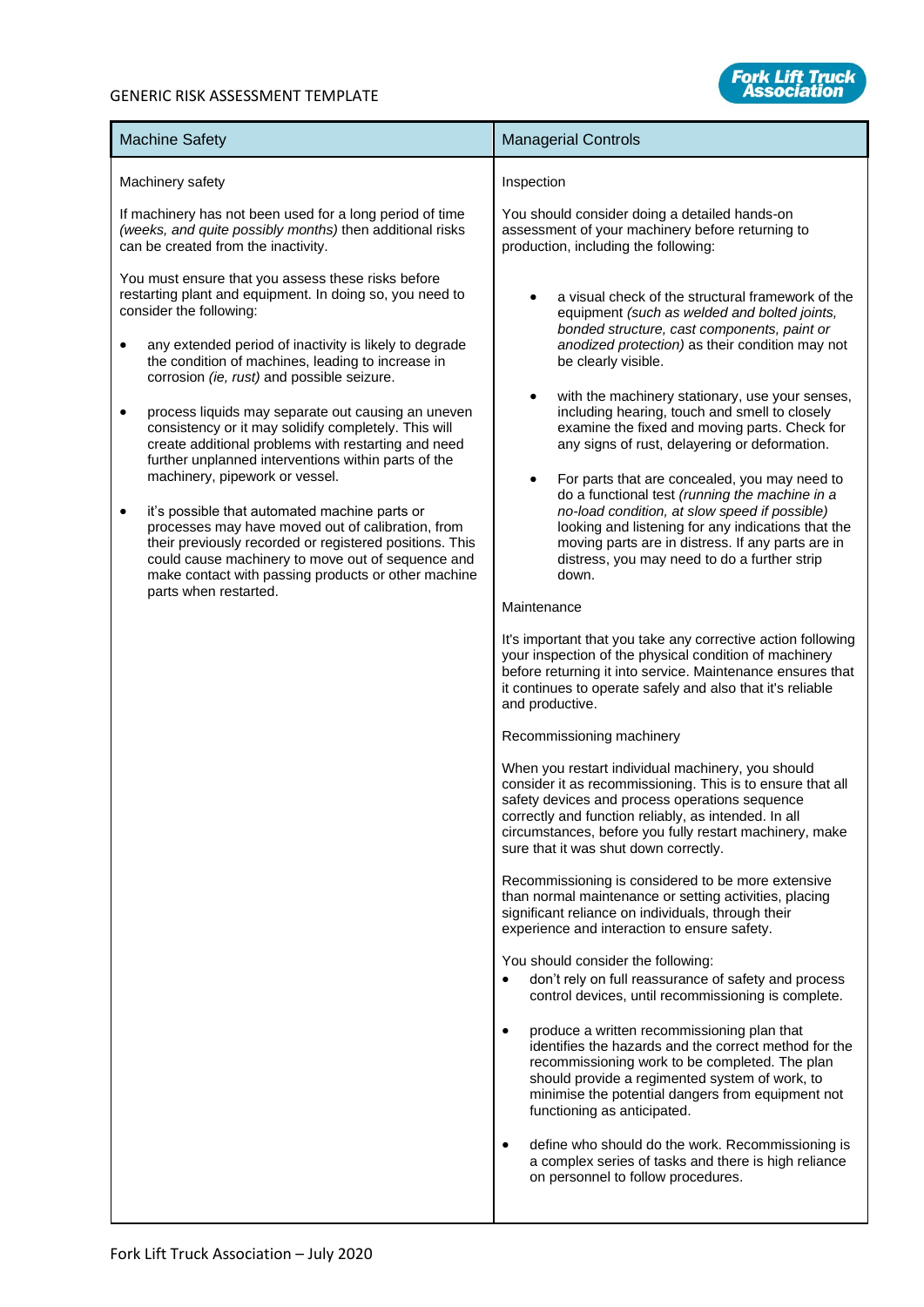| Machine Safety | Managerial Controls |
|---|---|
| Machinery safety<br><br>If machinery has not been used for a long period of time *(weeks, and quite possibly months)* then additional risks can be created from the inactivity.<br><br>You must ensure that you assess these risks before restarting plant and equipment. In doing so, you need to consider the following:<br><br>• any extended period of inactivity is likely to degrade the condition of machines, leading to increase in corrosion *(ie, rust)* and possible seizure.<br><br>• process liquids may separate out causing an uneven consistency or it may solidify completely. This will create additional problems with restarting and need further unplanned interventions within parts of the machinery, pipework or vessel.<br><br>• it's possible that automated machine parts or processes may have moved out of calibration, from their previously recorded or registered positions. This could cause machinery to move out of sequence and make contact with passing products or other machine parts when restarted. | Inspection<br><br>You should consider doing a detailed hands-on assessment of your machinery before returning to production, including the following:<br><br>• a visual check of the structural framework of the equipment *(such as welded and bolted joints, bonded structure, cast components, paint or anodized protection)* as their condition may not be clearly visible.<br><br>• with the machinery stationary, use your senses, including hearing, touch and smell to closely examine the fixed and moving parts. Check for any signs of rust, delayering or deformation.<br><br>• For parts that are concealed, you may need to do a functional test *(running the machine in a no-load condition, at slow speed if possible)* looking and listening for any indications that the moving parts are in distress. If any parts are in distress, you may need to do a further strip down.<br><br>Maintenance<br><br>It's important that you take any corrective action following your inspection of the physical condition of machinery before returning it into service. Maintenance ensures that it continues to operate safely and also that it's reliable and productive.<br><br>Recommissioning machinery<br><br>When you restart individual machinery, you should consider it as recommissioning. This is to ensure that all safety devices and process operations sequence correctly and function reliably, as intended. In all circumstances, before you fully restart machinery, make sure that it was shut down correctly.<br><br>Recommissioning is considered to be more extensive than normal maintenance or setting activities, placing significant reliance on individuals, through their experience and interaction to ensure safety.<br><br>You should consider the following:<br>• don't rely on full reassurance of safety and process control devices, until recommissioning is complete.<br><br>• produce a written recommissioning plan that identifies the hazards and the correct method for the recommissioning work to be completed. The plan should provide a regimented system of work, to minimise the potential dangers from equipment not functioning as anticipated.<br><br>• define who should do the work. Recommissioning is a complex series of tasks and there is high reliance on personnel to follow procedures. |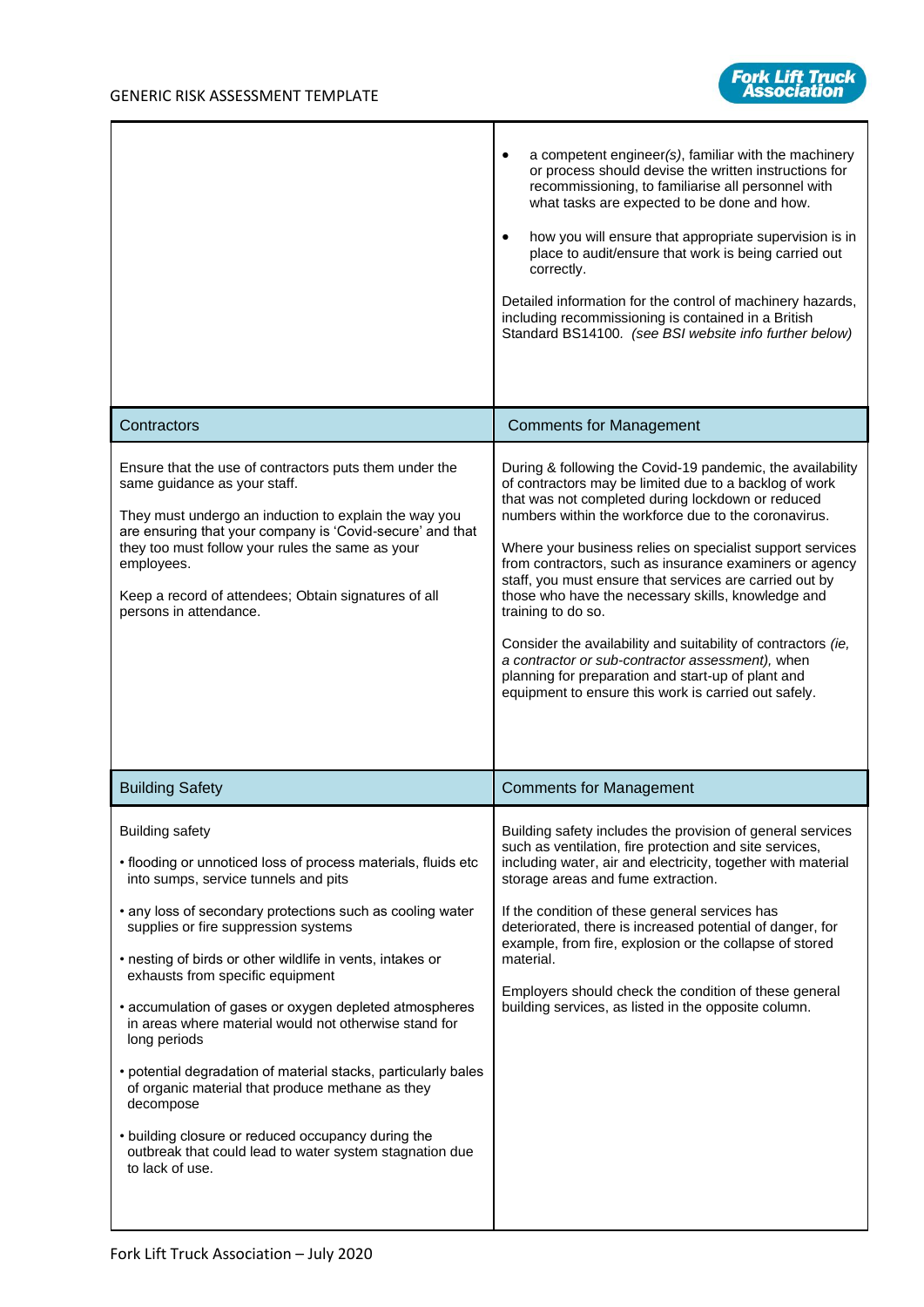| | |
|---|---|
| | <ul><li>a competent engineer*(s)*, familiar with the machinery or process should devise the written instructions for recommissioning, to familiarise all personnel with what tasks are expected to be done and how.</li><li>how you will ensure that appropriate supervision is in place to audit/ensure that work is being carried out correctly.</li></ul>Detailed information for the control of machinery hazards, including recommissioning is contained in a British Standard BS14100. *(see BSI website info further below)* |

| Contractors | Comments for Management |
|---|---|
| Ensure that the use of contractors puts them under the same guidance as your staff.<br><br>They must undergo an induction to explain the way you are ensuring that your company is 'Covid-secure' and that they too must follow your rules the same as your employees.<br><br>Keep a record of attendees; Obtain signatures of all persons in attendance. | During & following the Covid-19 pandemic, the availability of contractors may be limited due to a backlog of work that was not completed during lockdown or reduced numbers within the workforce due to the coronavirus.<br><br>Where your business relies on specialist support services from contractors, such as insurance examiners or agency staff, you must ensure that services are carried out by those who have the necessary skills, knowledge and training to do so.<br><br>Consider the availability and suitability of contractors *(ie, a contractor or sub-contractor assessment),* when planning for preparation and start-up of plant and equipment to ensure this work is carried out safely. |

| Building Safety | Comments for Management |
|---|---|
| Building safety<br><br>• flooding or unnoticed loss of process materials, fluids etc into sumps, service tunnels and pits<br><br>• any loss of secondary protections such as cooling water supplies or fire suppression systems<br><br>• nesting of birds or other wildlife in vents, intakes or exhausts from specific equipment<br><br>• accumulation of gases or oxygen depleted atmospheres in areas where material would not otherwise stand for long periods<br><br>• potential degradation of material stacks, particularly bales of organic material that produce methane as they decompose<br><br>• building closure or reduced occupancy during the outbreak that could lead to water system stagnation due to lack of use. | Building safety includes the provision of general services such as ventilation, fire protection and site services, including water, air and electricity, together with material storage areas and fume extraction.<br><br>If the condition of these general services has deteriorated, there is increased potential of danger, for example, from fire, explosion or the collapse of stored material.<br><br>Employers should check the condition of these general building services, as listed in the opposite column. |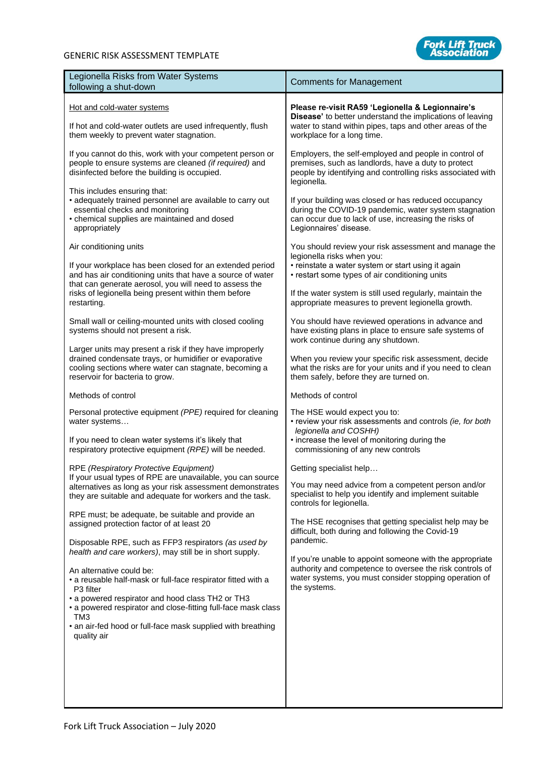| Legionella Risks from Water Systems following a shut-down | Comments for Management |
|---|---|
| Hot and cold-water systems<br><br>If hot and cold-water outlets are used infrequently, flush them weekly to prevent water stagnation.<br><br>If you cannot do this, work with your competent person or people to ensure systems are cleaned *(if required)* and disinfected before the building is occupied.<br><br>This includes ensuring that:<br>• adequately trained personnel are available to carry out essential checks and monitoring<br>• chemical supplies are maintained and dosed appropriately<br><br>Air conditioning units<br><br>If your workplace has been closed for an extended period and has air conditioning units that have a source of water that can generate aerosol, you will need to assess the risks of legionella being present within them before restarting.<br><br>Small wall or ceiling-mounted units with closed cooling systems should not present a risk.<br><br>Larger units may present a risk if they have improperly drained condensate trays, or humidifier or evaporative cooling sections where water can stagnate, becoming a reservoir for bacteria to grow.<br><br>Methods of control<br><br>Personal protective equipment *(PPE)* required for cleaning water systems…<br><br>If you need to clean water systems it's likely that respiratory protective equipment *(RPE)* will be needed.<br><br>RPE *(Respiratory Protective Equipment)*<br>If your usual types of RPE are unavailable, you can source alternatives as long as your risk assessment demonstrates they are suitable and adequate for workers and the task.<br><br>RPE must; be adequate, be suitable and provide an assigned protection factor of at least 20<br><br>Disposable RPE, such as FFP3 respirators *(as used by health and care workers)*, may still be in short supply.<br><br>An alternative could be:<br>• a reusable half-mask or full-face respirator fitted with a P3 filter<br>• a powered respirator and hood class TH2 or TH3<br>• a powered respirator and close-fitting full-face mask class TM3<br>• an air-fed hood or full-face mask supplied with breathing quality air | **Please re-visit RA59 'Legionella & Legionnaire's Disease'** to better understand the implications of leaving water to stand within pipes, taps and other areas of the workplace for a long time.<br><br>Employers, the self-employed and people in control of premises, such as landlords, have a duty to protect people by identifying and controlling risks associated with legionella.<br><br>If your building was closed or has reduced occupancy during the COVID-19 pandemic, water system stagnation can occur due to lack of use, increasing the risks of Legionnaires' disease.<br><br>You should review your risk assessment and manage the legionella risks when you:<br>• reinstate a water system or start using it again<br>• restart some types of air conditioning units<br><br>If the water system is still used regularly, maintain the appropriate measures to prevent legionella growth.<br><br>You should have reviewed operations in advance and have existing plans in place to ensure safe systems of work continue during any shutdown.<br><br>When you review your specific risk assessment, decide what the risks are for your units and if you need to clean them safely, before they are turned on.<br><br>Methods of control<br><br>The HSE would expect you to:<br>• review your risk assessments and controls *(ie, for both legionella and COSHH)*<br>• increase the level of monitoring during the commissioning of any new controls<br><br>Getting specialist help…<br><br>You may need advice from a competent person and/or specialist to help you identify and implement suitable controls for legionella.<br><br>The HSE recognises that getting specialist help may be difficult, both during and following the Covid-19 pandemic.<br><br>If you're unable to appoint someone with the appropriate authority and competence to oversee the risk controls of water systems, you must consider stopping operation of the systems. |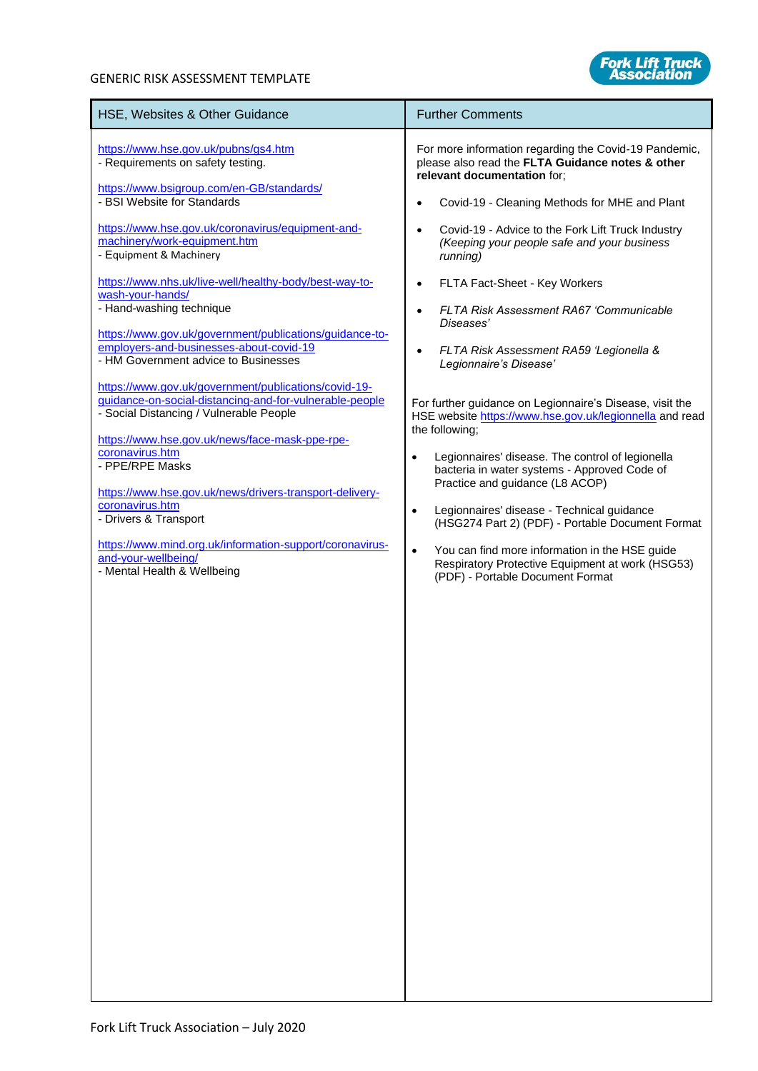| HSE, Websites & Other Guidance | Further Comments |
|---|---|
| https://www.hse.gov.uk/pubns/gs4.htm<br>- Requirements on safety testing.<br><br>https://www.bsigroup.com/en-GB/standards/<br>- BSI Website for Standards<br><br>https://www.hse.gov.uk/coronavirus/equipment-and-machinery/work-equipment.htm<br>- Equipment & Machinery<br><br>https://www.nhs.uk/live-well/healthy-body/best-way-to-wash-your-hands/<br>- Hand-washing technique<br><br>https://www.gov.uk/government/publications/guidance-to-employers-and-businesses-about-covid-19<br>- HM Government advice to Businesses<br><br>https://www.gov.uk/government/publications/covid-19-guidance-on-social-distancing-and-for-vulnerable-people<br>- Social Distancing / Vulnerable People<br><br>https://www.hse.gov.uk/news/face-mask-ppe-rpe-coronavirus.htm<br>- PPE/RPE Masks<br><br>https://www.hse.gov.uk/news/drivers-transport-delivery-coronavirus.htm<br>- Drivers & Transport<br><br>https://www.mind.org.uk/information-support/coronavirus-and-your-wellbeing/<br>- Mental Health & Wellbeing | For more information regarding the Covid-19 Pandemic, please also read the **FLTA Guidance notes & other relevant documentation** for;<br><br>• Covid-19 - Cleaning Methods for MHE and Plant<br>• Covid-19 - Advice to the Fork Lift Truck Industry *(Keeping your people safe and your business running)*<br>• FLTA Fact-Sheet - Key Workers<br>• *FLTA Risk Assessment RA67 'Communicable Diseases'*<br>• *FLTA Risk Assessment RA59 'Legionella & Legionnaire's Disease'*<br><br>For further guidance on Legionnaire's Disease, visit the HSE website https://www.hse.gov.uk/legionnella and read the following;<br><br>• Legionnaires' disease. The control of legionella bacteria in water systems - Approved Code of Practice and guidance (L8 ACOP)<br>• Legionnaires' disease - Technical guidance (HSG274 Part 2) (PDF) - Portable Document Format<br>• You can find more information in the HSE guide Respiratory Protective Equipment at work (HSG53) (PDF) - Portable Document Format |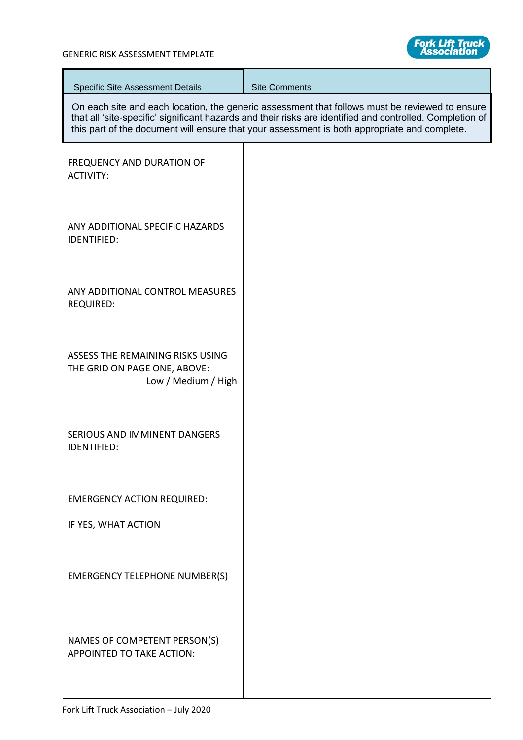| Specific Site Assessment Details | Site Comments |
|---|---|
| On each site and each location, the generic assessment that follows must be reviewed to ensure that all 'site-specific' significant hazards and their risks are identified and controlled. Completion of this part of the document will ensure that your assessment is both appropriate and complete. | |
| FREQUENCY AND DURATION OF ACTIVITY: | |
| ANY ADDITIONAL SPECIFIC HAZARDS IDENTIFIED: | |
| ANY ADDITIONAL CONTROL MEASURES REQUIRED: | |
| ASSESS THE REMAINING RISKS USING THE GRID ON PAGE ONE, ABOVE: Low / Medium / High | |
| SERIOUS AND IMMINENT DANGERS IDENTIFIED: | |
| EMERGENCY ACTION REQUIRED: IF YES, WHAT ACTION | |
| EMERGENCY TELEPHONE NUMBER(S) | |
| NAMES OF COMPETENT PERSON(S) APPOINTED TO TAKE ACTION: | |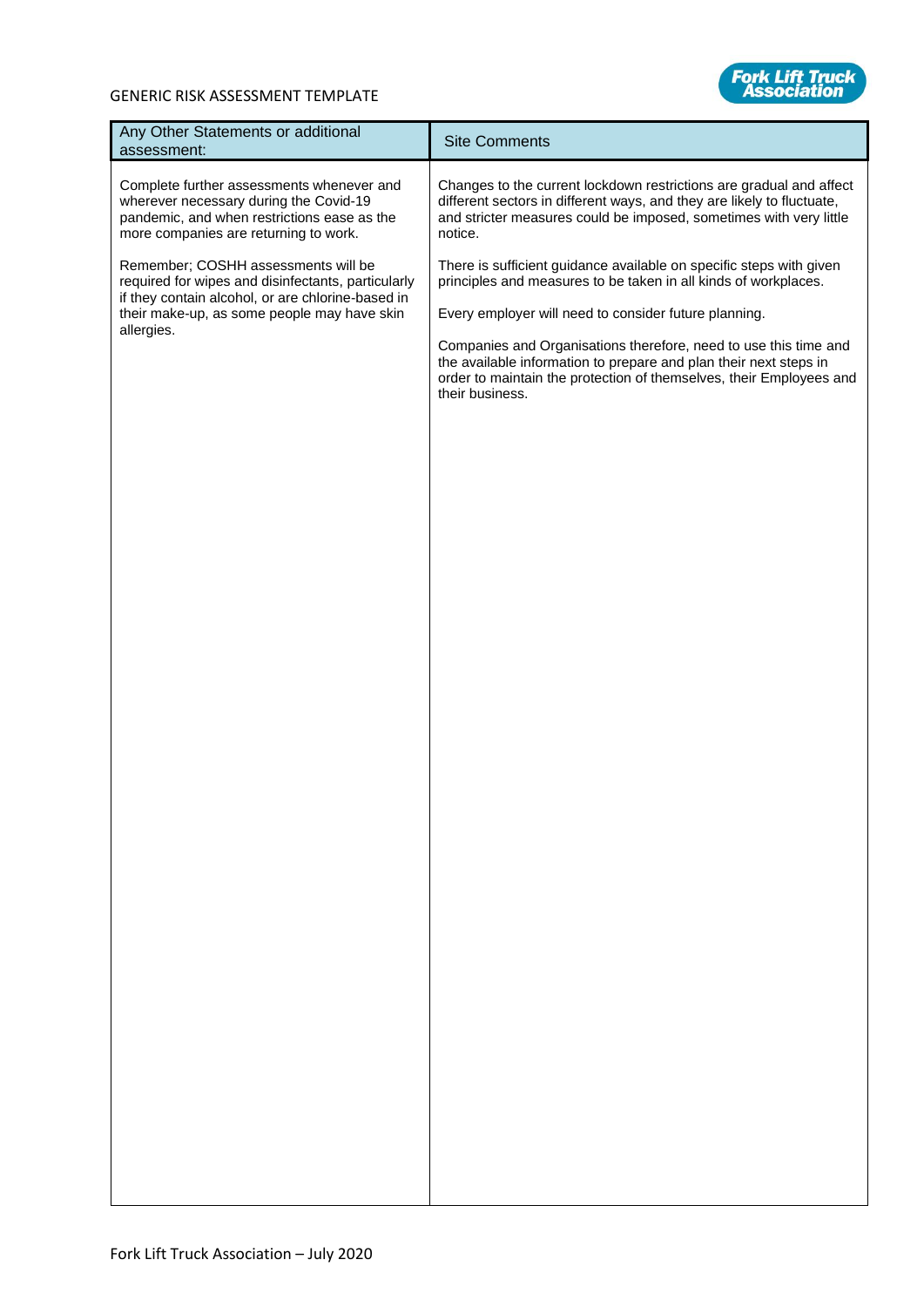| Any Other Statements or additional assessment: | Site Comments |
|---|---|
| Complete further assessments whenever and wherever necessary during the Covid-19 pandemic, and when restrictions ease as the more companies are returning to work.<br><br>Remember; COSHH assessments will be required for wipes and disinfectants, particularly if they contain alcohol, or are chlorine-based in their make-up, as some people may have skin allergies. | Changes to the current lockdown restrictions are gradual and affect different sectors in different ways, and they are likely to fluctuate, and stricter measures could be imposed, sometimes with very little notice.<br><br>There is sufficient guidance available on specific steps with given principles and measures to be taken in all kinds of workplaces.<br><br>Every employer will need to consider future planning.<br><br>Companies and Organisations therefore, need to use this time and the available information to prepare and plan their next steps in order to maintain the protection of themselves, their Employees and their business. |